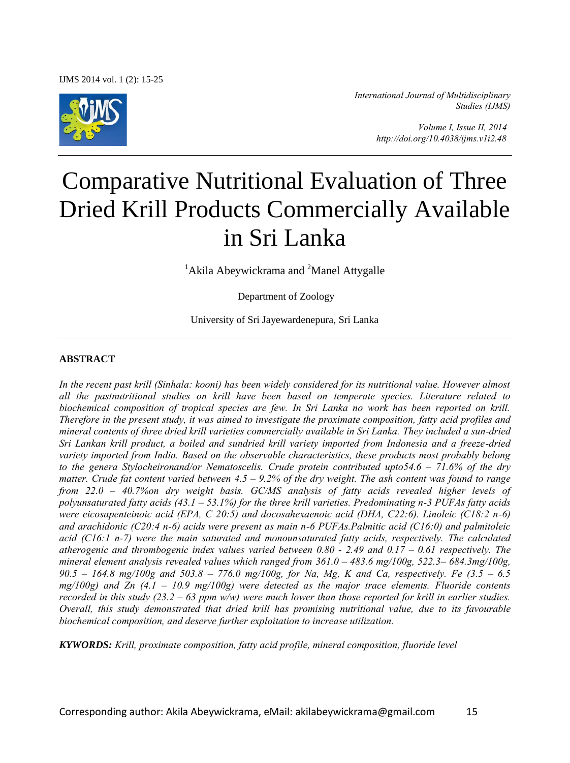International Journal of Multidisciplinary Studies (IJMS)

Volume I, Issue II, 2014
http://doi.org/10.4038/ijms.v1i2.48

# Comparative Nutritional Evaluation of Three Dried Krill Products Commercially Available in Sri Lanka

[1]Akila Abeywickrama and [2]Manel Attygalle

Department of Zoology

University of Sri Jayewardenepura, Sri Lanka

---

**ABSTRACT**

*In the recent past krill (Sinhala: kooni) has been widely considered for its nutritional value. However almost all the pastnutritional studies on krill have been based on temperate species. Literature related to biochemical composition of tropical species are few. In Sri Lanka no work has been reported on krill. Therefore in the present study, it was aimed to investigate the proximate composition, fatty acid profiles and mineral contents of three dried krill varieties commercially available in Sri Lanka. They included a sun-dried Sri Lankan krill product, a boiled and sundried krill variety imported from Indonesia and a freeze-dried variety imported from India. Based on the observable characteristics, these products most probably belong to the genera Stylocheironand/or Nematoscelis. Crude protein contributed upto54.6 – 71.6% of the dry matter. Crude fat content varied between 4.5 – 9.2% of the dry weight. The ash content was found to range from 22.0 – 40.7%on dry weight basis. GC/MS analysis of fatty acids revealed higher levels of polyunsaturated fatty acids (43.1 – 53.1%) for the three krill varieties. Predominating n-3 PUFAs fatty acids were eicosapenteinoic acid (EPA, C 20:5) and docosahexaenoic acid (DHA, C22:6). Linoleic (C18:2 n-6) and arachidonic (C20:4 n-6) acids were present as main n-6 PUFAs.Palmitic acid (C16:0) and palmitoleic acid (C16:1 n-7) were the main saturated and monounsaturated fatty acids, respectively. The calculated atherogenic and thrombogenic index values varied between 0.80 - 2.49 and 0.17 – 0.61 respectively. The mineral element analysis revealed values which ranged from 361.0 – 483.6 mg/100g, 522.3– 684.3mg/100g, 90.5 – 164.8 mg/100g and 503.8 – 776.0 mg/100g, for Na, Mg, K and Ca, respectively. Fe (3.5 – 6.5 mg/100g) and Zn (4.1 – 10.9 mg/100g) were detected as the major trace elements. Fluoride contents recorded in this study (23.2 – 63 ppm w/w) were much lower than those reported for krill in earlier studies. Overall, this study demonstrated that dried krill has promising nutritional value, due to its favourable biochemical composition, and deserve further exploitation to increase utilization.*

***KYWORDS:*** *Krill, proximate composition, fatty acid profile, mineral composition, fluoride level*

Corresponding author: Akila Abeywickrama, eMail: akilabeywickrama@gmail.com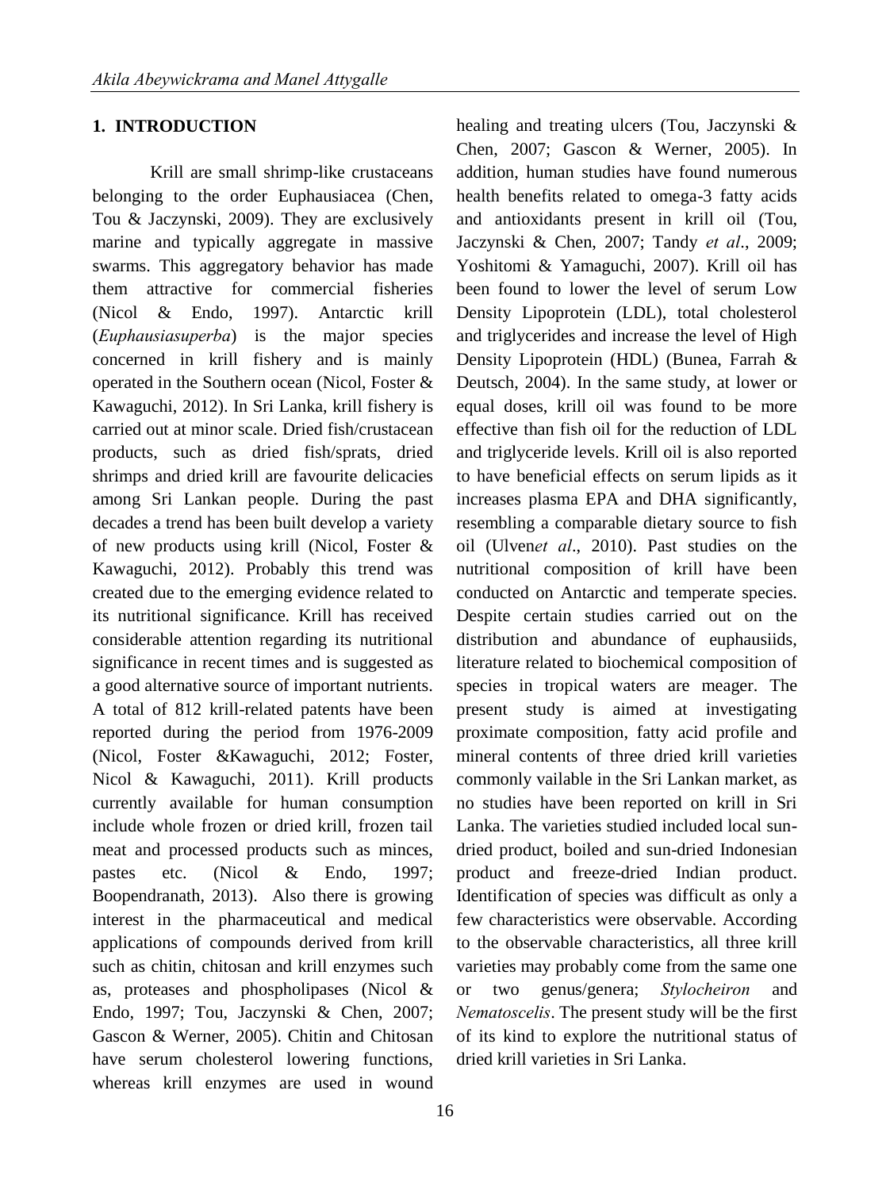## 1. INTRODUCTION

Krill are small shrimp-like crustaceans belonging to the order Euphausiacea (Chen, Tou & Jaczynski, 2009). They are exclusively marine and typically aggregate in massive swarms. This aggregatory behavior has made them attractive for commercial fisheries (Nicol & Endo, 1997). Antarctic krill (*Euphausiasuperba*) is the major species concerned in krill fishery and is mainly operated in the Southern ocean (Nicol, Foster & Kawaguchi, 2012). In Sri Lanka, krill fishery is carried out at minor scale. Dried fish/crustacean products, such as dried fish/sprats, dried shrimps and dried krill are favourite delicacies among Sri Lankan people. During the past decades a trend has been built develop a variety of new products using krill (Nicol, Foster & Kawaguchi, 2012). Probably this trend was created due to the emerging evidence related to its nutritional significance. Krill has received considerable attention regarding its nutritional significance in recent times and is suggested as a good alternative source of important nutrients. A total of 812 krill-related patents have been reported during the period from 1976-2009 (Nicol, Foster &Kawaguchi, 2012; Foster, Nicol & Kawaguchi, 2011). Krill products currently available for human consumption include whole frozen or dried krill, frozen tail meat and processed products such as minces, pastes etc. (Nicol & Endo, 1997; Boopendranath, 2013). Also there is growing interest in the pharmaceutical and medical applications of compounds derived from krill such as chitin, chitosan and krill enzymes such as, proteases and phospholipases (Nicol & Endo, 1997; Tou, Jaczynski & Chen, 2007; Gascon & Werner, 2005). Chitin and Chitosan have serum cholesterol lowering functions, whereas krill enzymes are used in wound healing and treating ulcers (Tou, Jaczynski & Chen, 2007; Gascon & Werner, 2005). In addition, human studies have found numerous health benefits related to omega-3 fatty acids and antioxidants present in krill oil (Tou, Jaczynski & Chen, 2007; Tandy *et al*., 2009; Yoshitomi & Yamaguchi, 2007). Krill oil has been found to lower the level of serum Low Density Lipoprotein (LDL), total cholesterol and triglycerides and increase the level of High Density Lipoprotein (HDL) (Bunea, Farrah & Deutsch, 2004). In the same study, at lower or equal doses, krill oil was found to be more effective than fish oil for the reduction of LDL and triglyceride levels. Krill oil is also reported to have beneficial effects on serum lipids as it increases plasma EPA and DHA significantly, resembling a comparable dietary source to fish oil (Ulven*et al*., 2010). Past studies on the nutritional composition of krill have been conducted on Antarctic and temperate species. Despite certain studies carried out on the distribution and abundance of euphausiids, literature related to biochemical composition of species in tropical waters are meager. The present study is aimed at investigating proximate composition, fatty acid profile and mineral contents of three dried krill varieties commonly vailable in the Sri Lankan market, as no studies have been reported on krill in Sri Lanka. The varieties studied included local sun-dried product, boiled and sun-dried Indonesian product and freeze-dried Indian product. Identification of species was difficult as only a few characteristics were observable. According to the observable characteristics, all three krill varieties may probably come from the same one or two genus/genera; *Stylocheiron* and *Nematoscelis*. The present study will be the first of its kind to explore the nutritional status of dried krill varieties in Sri Lanka.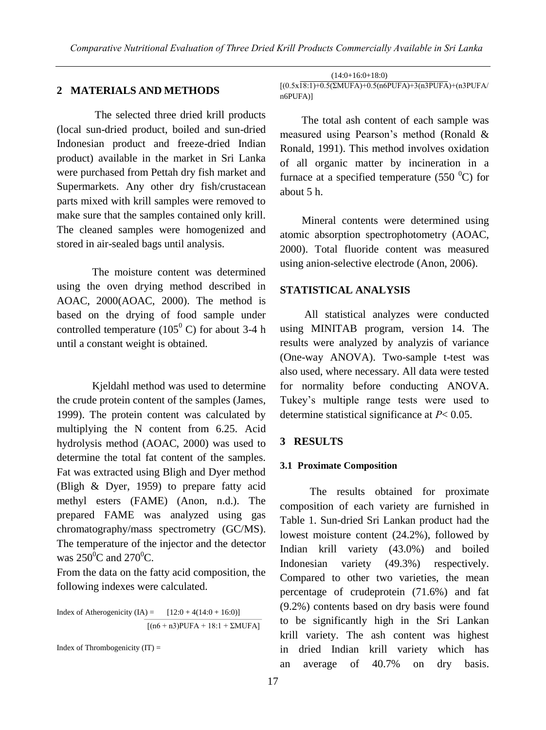## 2 MATERIALS AND METHODS

The selected three dried krill products (local sun-dried product, boiled and sun-dried Indonesian product and freeze-dried Indian product) available in the market in Sri Lanka were purchased from Pettah dry fish market and Supermarkets. Any other dry fish/crustacean parts mixed with krill samples were removed to make sure that the samples contained only krill. The cleaned samples were homogenized and stored in air-sealed bags until analysis.

The moisture content was determined using the oven drying method described in AOAC, 2000(AOAC, 2000). The method is based on the drying of food sample under controlled temperature ($105^0$ C) for about 3-4 h until a constant weight is obtained.

Kjeldahl method was used to determine the crude protein content of the samples (James, 1999). The protein content was calculated by multiplying the N content from 6.25. Acid hydrolysis method (AOAC, 2000) was used to determine the total fat content of the samples. Fat was extracted using Bligh and Dyer method (Bligh & Dyer, 1959) to prepare fatty acid methyl esters (FAME) (Anon, n.d.). The prepared FAME was analyzed using gas chromatography/mass spectrometry (GC/MS). The temperature of the injector and the detector was $250^0$C and $270^0$C.

From the data on the fatty acid composition, the following indexes were calculated.

$$\text{Index of Atherogenicity (IA)} = \frac{[12:0 + 4(14:0 + 16:0)]}{[(n6 + n3)\text{PUFA} + 18:1 + \Sigma\text{MUFA}]}$$

$$\text{Index of Thrombogenicity (IT)} = \frac{(14:0+16:0+18:0)}{[(0.5\times 18:1)+0.5(\Sigma\text{MUFA})+0.5(\text{n6PUFA})+3(\text{n3PUFA})+(\text{n3PUFA}/\text{n6PUFA})]}$$

The total ash content of each sample was measured using Pearson's method (Ronald & Ronald, 1991). This method involves oxidation of all organic matter by incineration in a furnace at a specified temperature (550 $^0$C) for about 5 h.

Mineral contents were determined using atomic absorption spectrophotometry (AOAC, 2000). Total fluoride content was measured using anion-selective electrode (Anon, 2006).

## STATISTICAL ANALYSIS

All statistical analyzes were conducted using MINITAB program, version 14. The results were analyzed by analyzis of variance (One-way ANOVA). Two-sample t-test was also used, where necessary. All data were tested for normality before conducting ANOVA. Tukey's multiple range tests were used to determine statistical significance at $P< 0.05$.

## 3 RESULTS

### 3.1 Proximate Composition

The results obtained for proximate composition of each variety are furnished in Table 1. Sun-dried Sri Lankan product had the lowest moisture content (24.2%), followed by Indian krill variety (43.0%) and boiled Indonesian variety (49.3%) respectively. Compared to other two varieties, the mean percentage of crudeprotein (71.6%) and fat (9.2%) contents based on dry basis were found to be significantly high in the Sri Lankan krill variety. The ash content was highest in dried Indian krill variety which has an average of 40.7% on dry basis.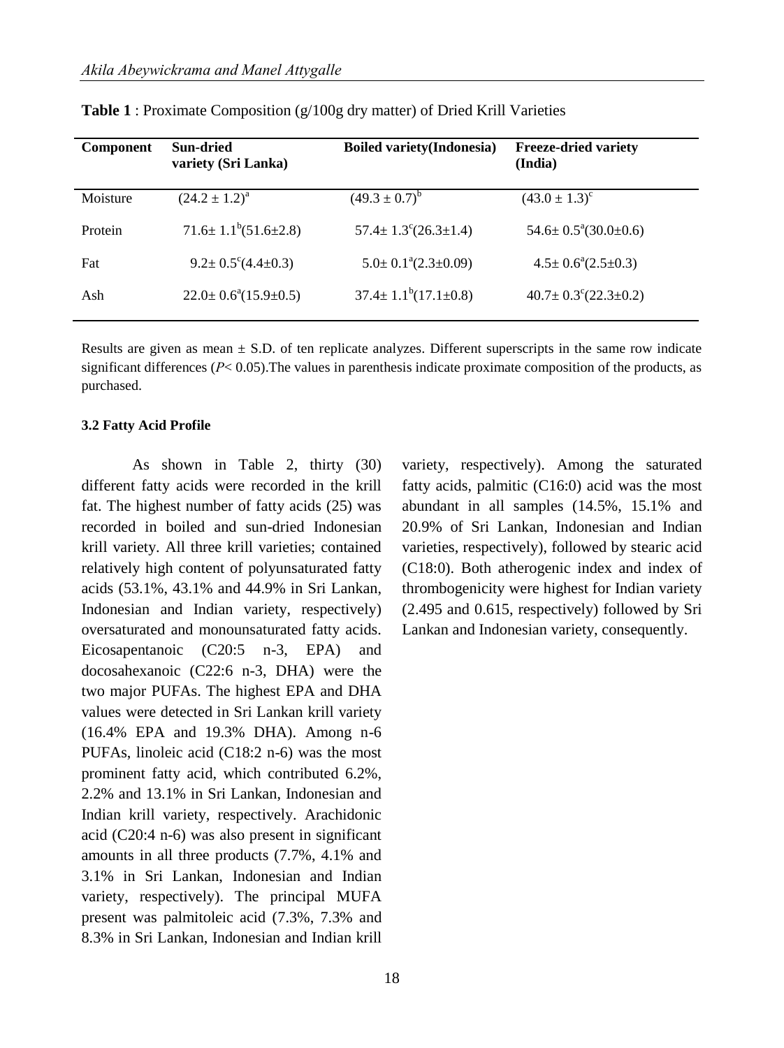**Table 1** : Proximate Composition (g/100g dry matter) of Dried Krill Varieties

| Component | Sun-dried variety (Sri Lanka) | Boiled variety(Indonesia) | Freeze-dried variety (India) |
|---|---|---|---|
| Moisture | $(24.2 \pm 1.2)^{a}$ | $(49.3 \pm 0.7)^{b}$ | $(43.0 \pm 1.3)^{c}$ |
| Protein | $71.6 \pm 1.1^{b}(51.6 \pm 2.8)$ | $57.4 \pm 1.3^{c}(26.3 \pm 1.4)$ | $54.6 \pm 0.5^{a}(30.0 \pm 0.6)$ |
| Fat | $9.2 \pm 0.5^{c}(4.4 \pm 0.3)$ | $5.0 \pm 0.1^{a}(2.3 \pm 0.09)$ | $4.5 \pm 0.6^{a}(2.5 \pm 0.3)$ |
| Ash | $22.0 \pm 0.6^{a}(15.9 \pm 0.5)$ | $37.4 \pm 1.1^{b}(17.1 \pm 0.8)$ | $40.7 \pm 0.3^{c}(22.3 \pm 0.2)$ |

Results are given as mean ± S.D. of ten replicate analyzes. Different superscripts in the same row indicate significant differences ($P < 0.05$).The values in parenthesis indicate proximate composition of the products, as purchased.

#### 3.2 Fatty Acid Profile

As shown in Table 2, thirty (30) different fatty acids were recorded in the krill fat. The highest number of fatty acids (25) was recorded in boiled and sun-dried Indonesian krill variety. All three krill varieties; contained relatively high content of polyunsaturated fatty acids (53.1%, 43.1% and 44.9% in Sri Lankan, Indonesian and Indian variety, respectively) oversaturated and monounsaturated fatty acids. Eicosapentanoic (C20:5 n-3, EPA) and docosahexanoic (C22:6 n-3, DHA) were the two major PUFAs. The highest EPA and DHA values were detected in Sri Lankan krill variety (16.4% EPA and 19.3% DHA). Among n-6 PUFAs, linoleic acid (C18:2 n-6) was the most prominent fatty acid, which contributed 6.2%, 2.2% and 13.1% in Sri Lankan, Indonesian and Indian krill variety, respectively. Arachidonic acid (C20:4 n-6) was also present in significant amounts in all three products (7.7%, 4.1% and 3.1% in Sri Lankan, Indonesian and Indian variety, respectively). The principal MUFA present was palmitoleic acid (7.3%, 7.3% and 8.3% in Sri Lankan, Indonesian and Indian krill variety, respectively). Among the saturated fatty acids, palmitic (C16:0) acid was the most abundant in all samples (14.5%, 15.1% and 20.9% of Sri Lankan, Indonesian and Indian varieties, respectively), followed by stearic acid (C18:0). Both atherogenic index and index of thrombogenicity were highest for Indian variety (2.495 and 0.615, respectively) followed by Sri Lankan and Indonesian variety, consequently.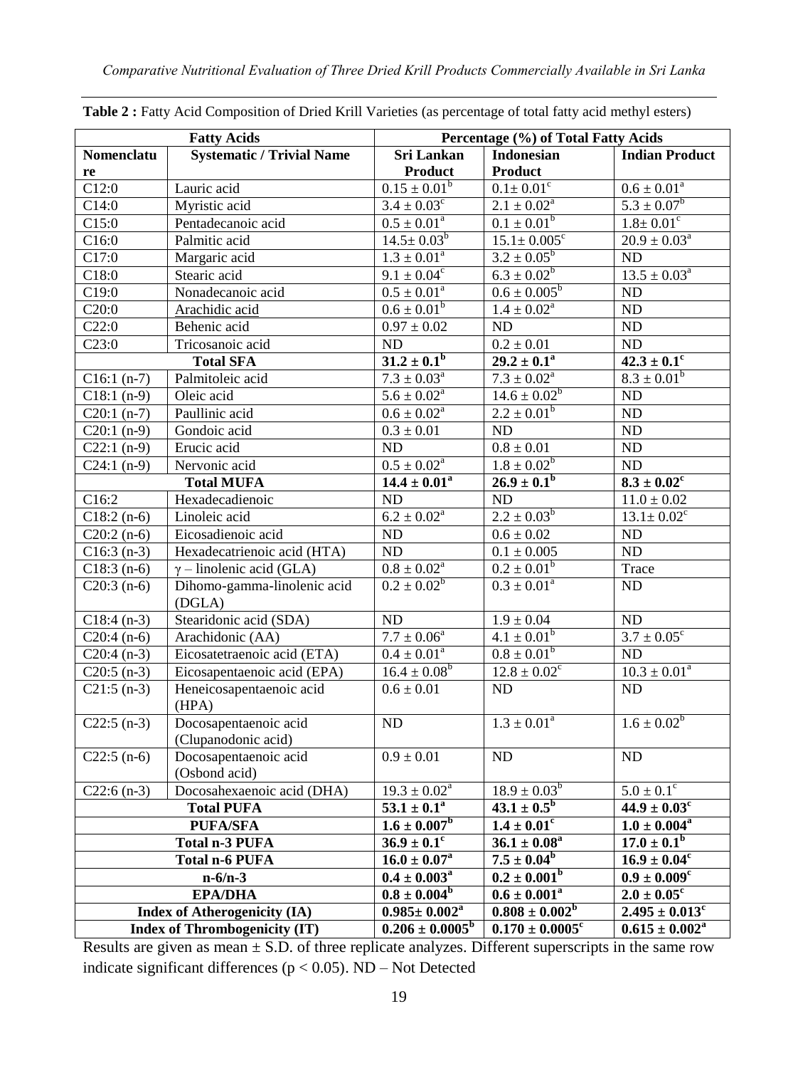**Table 2 :** Fatty Acid Composition of Dried Krill Varieties (as percentage of total fatty acid methyl esters)

| Fatty Acids | | Percentage (%) of Total Fatty Acids | | |
|---|---|---|---|---|
| Nomenclature | Systematic / Trivial Name | Sri Lankan Product | Indonesian Product | Indian Product |
| C12:0 | Lauric acid | $0.15 \pm 0.01^{b}$ | $0.1 \pm 0.01^{c}$ | $0.6 \pm 0.01^{a}$ |
| C14:0 | Myristic acid | $3.4 \pm 0.03^{c}$ | $2.1 \pm 0.02^{a}$ | $5.3 \pm 0.07^{b}$ |
| C15:0 | Pentadecanoic acid | $0.5 \pm 0.01^{a}$ | $0.1 \pm 0.01^{b}$ | $1.8 \pm 0.01^{c}$ |
| C16:0 | Palmitic acid | $14.5 \pm 0.03^{b}$ | $15.1 \pm 0.005^{c}$ | $20.9 \pm 0.03^{a}$ |
| C17:0 | Margaric acid | $1.3 \pm 0.01^{a}$ | $3.2 \pm 0.05^{b}$ | ND |
| C18:0 | Stearic acid | $9.1 \pm 0.04^{c}$ | $6.3 \pm 0.02^{b}$ | $13.5 \pm 0.03^{a}$ |
| C19:0 | Nonadecanoic acid | $0.5 \pm 0.01^{a}$ | $0.6 \pm 0.005^{b}$ | ND |
| C20:0 | Arachidic acid | $0.6 \pm 0.01^{b}$ | $1.4 \pm 0.02^{a}$ | ND |
| C22:0 | Behenic acid | $0.97 \pm 0.02$ | ND | ND |
| C23:0 | Tricosanoic acid | ND | $0.2 \pm 0.01$ | ND |
| **Total SFA** | | $\mathbf{31.2 \pm 0.1^{b}}$ | $\mathbf{29.2 \pm 0.1^{a}}$ | $\mathbf{42.3 \pm 0.1^{c}}$ |
| C16:1 (n-7) | Palmitoleic acid | $7.3 \pm 0.03^{a}$ | $7.3 \pm 0.02^{a}$ | $8.3 \pm 0.01^{b}$ |
| C18:1 (n-9) | Oleic acid | $5.6 \pm 0.02^{a}$ | $14.6 \pm 0.02^{b}$ | ND |
| C20:1 (n-7) | Paullinic acid | $0.6 \pm 0.02^{a}$ | $2.2 \pm 0.01^{b}$ | ND |
| C20:1 (n-9) | Gondoic acid | $0.3 \pm 0.01$ | ND | ND |
| C22:1 (n-9) | Erucic acid | ND | $0.8 \pm 0.01$ | ND |
| C24:1 (n-9) | Nervonic acid | $0.5 \pm 0.02^{a}$ | $1.8 \pm 0.02^{b}$ | ND |
| **Total MUFA** | | $\mathbf{14.4 \pm 0.01^{a}}$ | $\mathbf{26.9 \pm 0.1^{b}}$ | $\mathbf{8.3 \pm 0.02^{c}}$ |
| C16:2 | Hexadecadienoic | ND | ND | $11.0 \pm 0.02$ |
| C18:2 (n-6) | Linoleic acid | $6.2 \pm 0.02^{a}$ | $2.2 \pm 0.03^{b}$ | $13.1 \pm 0.02^{c}$ |
| C20:2 (n-6) | Eicosadienoic acid | ND | $0.6 \pm 0.02$ | ND |
| C16:3 (n-3) | Hexadecatrienoic acid (HTA) | ND | $0.1 \pm 0.005$ | ND |
| C18:3 (n-6) | γ – linolenic acid (GLA) | $0.8 \pm 0.02^{a}$ | $0.2 \pm 0.01^{b}$ | Trace |
| C20:3 (n-6) | Dihomo-gamma-linolenic acid (DGLA) | $0.2 \pm 0.02^{b}$ | $0.3 \pm 0.01^{a}$ | ND |
| C18:4 (n-3) | Stearidonic acid (SDA) | ND | $1.9 \pm 0.04$ | ND |
| C20:4 (n-6) | Arachidonic (AA) | $7.7 \pm 0.06^{a}$ | $4.1 \pm 0.01^{b}$ | $3.7 \pm 0.05^{c}$ |
| C20:4 (n-3) | Eicosatetraenoic acid (ETA) | $0.4 \pm 0.01^{a}$ | $0.8 \pm 0.01^{b}$ | ND |
| C20:5 (n-3) | Eicosapentaenoic acid (EPA) | $16.4 \pm 0.08^{b}$ | $12.8 \pm 0.02^{c}$ | $10.3 \pm 0.01^{a}$ |
| C21:5 (n-3) | Heneicosapentaenoic acid (HPA) | $0.6 \pm 0.01$ | ND | ND |
| C22:5 (n-3) | Docosapentaenoic acid (Clupanodonic acid) | ND | $1.3 \pm 0.01^{a}$ | $1.6 \pm 0.02^{b}$ |
| C22:5 (n-6) | Docosapentaenoic acid (Osbond acid) | $0.9 \pm 0.01$ | ND | ND |
| C22:6 (n-3) | Docosahexaenoic acid (DHA) | $19.3 \pm 0.02^{a}$ | $18.9 \pm 0.03^{b}$ | $5.0 \pm 0.1^{c}$ |
| **Total PUFA** | | $\mathbf{53.1 \pm 0.1^{a}}$ | $\mathbf{43.1 \pm 0.5^{b}}$ | $\mathbf{44.9 \pm 0.03^{c}}$ |
| **PUFA/SFA** | | $\mathbf{1.6 \pm 0.007^{b}}$ | $\mathbf{1.4 \pm 0.01^{c}}$ | $\mathbf{1.0 \pm 0.004^{a}}$ |
| **Total n-3 PUFA** | | $\mathbf{36.9 \pm 0.1^{c}}$ | $\mathbf{36.1 \pm 0.08^{a}}$ | $\mathbf{17.0 \pm 0.1^{b}}$ |
| **Total n-6 PUFA** | | $\mathbf{16.0 \pm 0.07^{a}}$ | $\mathbf{7.5 \pm 0.04^{b}}$ | $\mathbf{16.9 \pm 0.04^{c}}$ |
| **n-6/n-3** | | $\mathbf{0.4 \pm 0.003^{a}}$ | $\mathbf{0.2 \pm 0.001^{b}}$ | $\mathbf{0.9 \pm 0.009^{c}}$ |
| **EPA/DHA** | | $\mathbf{0.8 \pm 0.004^{b}}$ | $\mathbf{0.6 \pm 0.001^{a}}$ | $\mathbf{2.0 \pm 0.05^{c}}$ |
| **Index of Atherogenicity (IA)** | | $\mathbf{0.985 \pm 0.002^{a}}$ | $\mathbf{0.808 \pm 0.002^{b}}$ | $\mathbf{2.495 \pm 0.013^{c}}$ |
| **Index of Thrombogenicity (IT)** | | $\mathbf{0.206 \pm 0.0005^{b}}$ | $\mathbf{0.170 \pm 0.0005^{c}}$ | $\mathbf{0.615 \pm 0.002^{a}}$ |

Results are given as mean ± S.D. of three replicate analyzes. Different superscripts in the same row indicate significant differences ($p < 0.05$). ND – Not Detected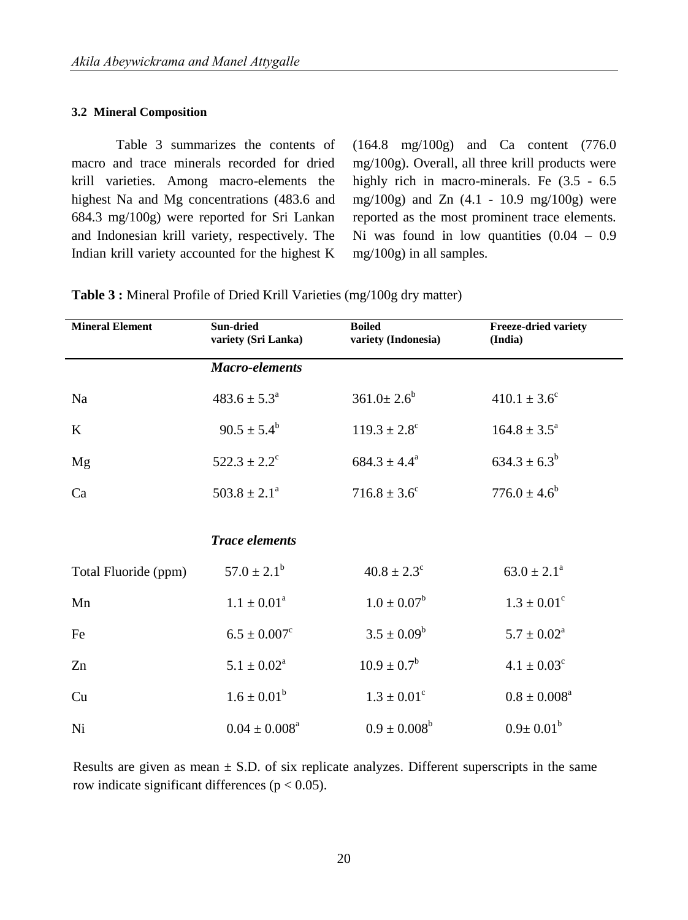### 3.2 Mineral Composition

Table 3 summarizes the contents of macro and trace minerals recorded for dried krill varieties. Among macro-elements the highest Na and Mg concentrations (483.6 and 684.3 mg/100g) were reported for Sri Lankan and Indonesian krill variety, respectively. The Indian krill variety accounted for the highest K (164.8 mg/100g) and Ca content (776.0 mg/100g). Overall, all three krill products were highly rich in macro-minerals. Fe (3.5 - 6.5 mg/100g) and Zn (4.1 - 10.9 mg/100g) were reported as the most prominent trace elements. Ni was found in low quantities (0.04 – 0.9 mg/100g) in all samples.

**Table 3 :** Mineral Profile of Dried Krill Varieties (mg/100g dry matter)

| Mineral Element | Sun-dried variety (Sri Lanka) | Boiled variety (Indonesia) | Freeze-dried variety (India) |
|---|---|---|---|
| | ***Macro-elements*** | | |
| Na | $483.6 \pm 5.3^{a}$ | $361.0 \pm 2.6^{b}$ | $410.1 \pm 3.6^{c}$ |
| K | $90.5 \pm 5.4^{b}$ | $119.3 \pm 2.8^{c}$ | $164.8 \pm 3.5^{a}$ |
| Mg | $522.3 \pm 2.2^{c}$ | $684.3 \pm 4.4^{a}$ | $634.3 \pm 6.3^{b}$ |
| Ca | $503.8 \pm 2.1^{a}$ | $716.8 \pm 3.6^{c}$ | $776.0 \pm 4.6^{b}$ |
| | ***Trace elements*** | | |
| Total Fluoride (ppm) | $57.0 \pm 2.1^{b}$ | $40.8 \pm 2.3^{c}$ | $63.0 \pm 2.1^{a}$ |
| Mn | $1.1 \pm 0.01^{a}$ | $1.0 \pm 0.07^{b}$ | $1.3 \pm 0.01^{c}$ |
| Fe | $6.5 \pm 0.007^{c}$ | $3.5 \pm 0.09^{b}$ | $5.7 \pm 0.02^{a}$ |
| Zn | $5.1 \pm 0.02^{a}$ | $10.9 \pm 0.7^{b}$ | $4.1 \pm 0.03^{c}$ |
| Cu | $1.6 \pm 0.01^{b}$ | $1.3 \pm 0.01^{c}$ | $0.8 \pm 0.008^{a}$ |
| Ni | $0.04 \pm 0.008^{a}$ | $0.9 \pm 0.008^{b}$ | $0.9 \pm 0.01^{b}$ |

Results are given as mean ± S.D. of six replicate analyzes. Different superscripts in the same row indicate significant differences ($p < 0.05$).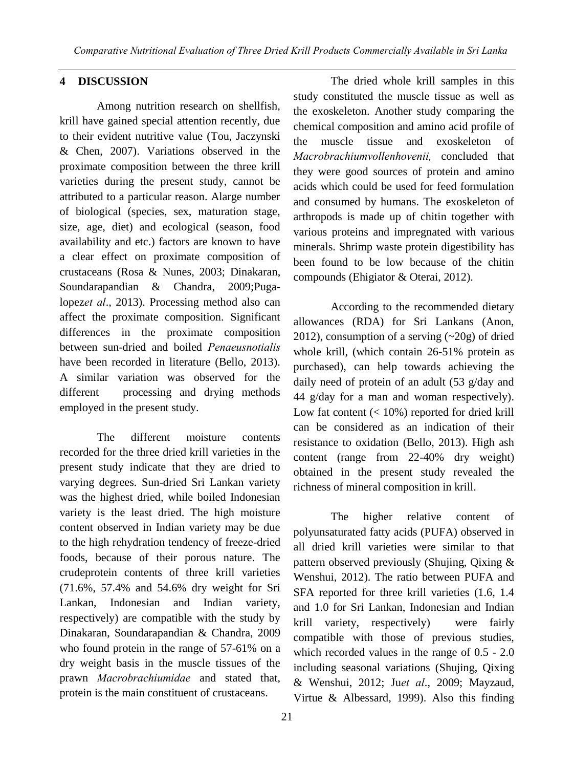## 4 DISCUSSION

Among nutrition research on shellfish, krill have gained special attention recently, due to their evident nutritive value (Tou, Jaczynski & Chen, 2007). Variations observed in the proximate composition between the three krill varieties during the present study, cannot be attributed to a particular reason. Alarge number of biological (species, sex, maturation stage, size, age, diet) and ecological (season, food availability and etc.) factors are known to have a clear effect on proximate composition of crustaceans (Rosa & Nunes, 2003; Dinakaran, Soundarapandian & Chandra, 2009;Puga-lopez*et al*., 2013). Processing method also can affect the proximate composition. Significant differences in the proximate composition between sun-dried and boiled *Penaeusnotialis* have been recorded in literature (Bello, 2013). A similar variation was observed for the different processing and drying methods employed in the present study.

The different moisture contents recorded for the three dried krill varieties in the present study indicate that they are dried to varying degrees. Sun-dried Sri Lankan variety was the highest dried, while boiled Indonesian variety is the least dried. The high moisture content observed in Indian variety may be due to the high rehydration tendency of freeze-dried foods, because of their porous nature. The crudeprotein contents of three krill varieties (71.6%, 57.4% and 54.6% dry weight for Sri Lankan, Indonesian and Indian variety, respectively) are compatible with the study by Dinakaran, Soundarapandian & Chandra, 2009 who found protein in the range of 57-61% on a dry weight basis in the muscle tissues of the prawn *Macrobrachiumidae* and stated that, protein is the main constituent of crustaceans.

The dried whole krill samples in this study constituted the muscle tissue as well as the exoskeleton. Another study comparing the chemical composition and amino acid profile of the muscle tissue and exoskeleton of *Macrobrachiumvollenhovenii,* concluded that they were good sources of protein and amino acids which could be used for feed formulation and consumed by humans. The exoskeleton of arthropods is made up of chitin together with various proteins and impregnated with various minerals. Shrimp waste protein digestibility has been found to be low because of the chitin compounds (Ehigiator & Oterai, 2012).

According to the recommended dietary allowances (RDA) for Sri Lankans (Anon, 2012), consumption of a serving (~20g) of dried whole krill, (which contain 26-51% protein as purchased), can help towards achieving the daily need of protein of an adult (53 g/day and 44 g/day for a man and woman respectively). Low fat content (< 10%) reported for dried krill can be considered as an indication of their resistance to oxidation (Bello, 2013). High ash content (range from 22-40% dry weight) obtained in the present study revealed the richness of mineral composition in krill.

The higher relative content of polyunsaturated fatty acids (PUFA) observed in all dried krill varieties were similar to that pattern observed previously (Shujing, Qixing & Wenshui, 2012). The ratio between PUFA and SFA reported for three krill varieties (1.6, 1.4 and 1.0 for Sri Lankan, Indonesian and Indian krill variety, respectively) were fairly compatible with those of previous studies, which recorded values in the range of 0.5 - 2.0 including seasonal variations (Shujing, Qixing & Wenshui, 2012; Ju*et al*., 2009; Mayzaud, Virtue & Albessard, 1999). Also this finding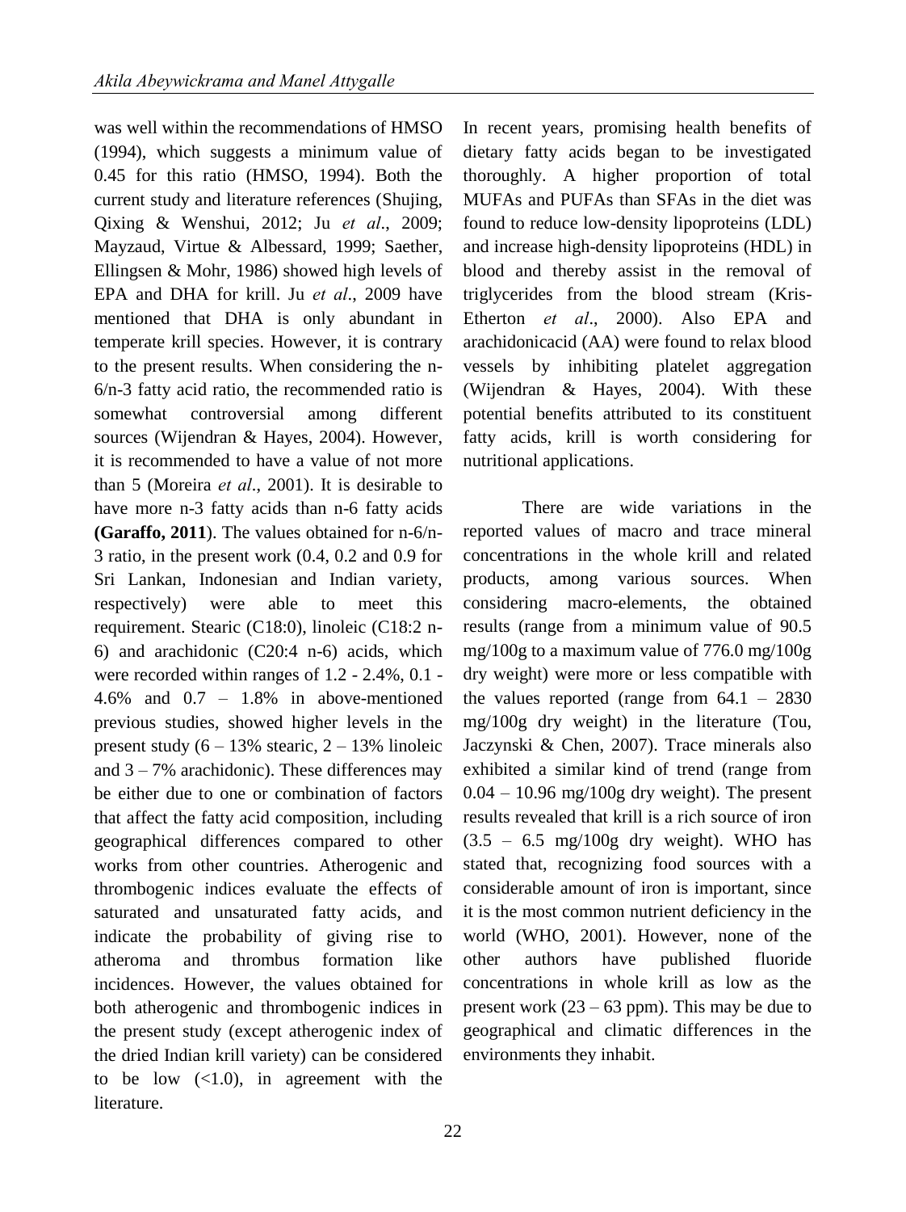was well within the recommendations of HMSO (1994), which suggests a minimum value of 0.45 for this ratio (HMSO, 1994). Both the current study and literature references (Shujing, Qixing & Wenshui, 2012; Ju *et al*., 2009; Mayzaud, Virtue & Albessard, 1999; Saether, Ellingsen & Mohr, 1986) showed high levels of EPA and DHA for krill. Ju *et al*., 2009 have mentioned that DHA is only abundant in temperate krill species. However, it is contrary to the present results. When considering the n-6/n-3 fatty acid ratio, the recommended ratio is somewhat controversial among different sources (Wijendran & Hayes, 2004). However, it is recommended to have a value of not more than 5 (Moreira *et al*., 2001). It is desirable to have more n-3 fatty acids than n-6 fatty acids **(Garaffo, 2011**). The values obtained for n-6/n-3 ratio, in the present work (0.4, 0.2 and 0.9 for Sri Lankan, Indonesian and Indian variety, respectively) were able to meet this requirement. Stearic (C18:0), linoleic (C18:2 n-6) and arachidonic (C20:4 n-6) acids, which were recorded within ranges of 1.2 - 2.4%, 0.1 - 4.6% and 0.7 – 1.8% in above-mentioned previous studies, showed higher levels in the present study (6 – 13% stearic, 2 – 13% linoleic and 3 – 7% arachidonic). These differences may be either due to one or combination of factors that affect the fatty acid composition, including geographical differences compared to other works from other countries. Atherogenic and thrombogenic indices evaluate the effects of saturated and unsaturated fatty acids, and indicate the probability of giving rise to atheroma and thrombus formation like incidences. However, the values obtained for both atherogenic and thrombogenic indices in the present study (except atherogenic index of the dried Indian krill variety) can be considered to be low (<1.0), in agreement with the literature.

In recent years, promising health benefits of dietary fatty acids began to be investigated thoroughly. A higher proportion of total MUFAs and PUFAs than SFAs in the diet was found to reduce low-density lipoproteins (LDL) and increase high-density lipoproteins (HDL) in blood and thereby assist in the removal of triglycerides from the blood stream (Kris-Etherton *et al*., 2000). Also EPA and arachidonicacid (AA) were found to relax blood vessels by inhibiting platelet aggregation (Wijendran & Hayes, 2004). With these potential benefits attributed to its constituent fatty acids, krill is worth considering for nutritional applications.

There are wide variations in the reported values of macro and trace mineral concentrations in the whole krill and related products, among various sources. When considering macro-elements, the obtained results (range from a minimum value of 90.5 mg/100g to a maximum value of 776.0 mg/100g dry weight) were more or less compatible with the values reported (range from 64.1 – 2830 mg/100g dry weight) in the literature (Tou, Jaczynski & Chen, 2007). Trace minerals also exhibited a similar kind of trend (range from 0.04 – 10.96 mg/100g dry weight). The present results revealed that krill is a rich source of iron (3.5 – 6.5 mg/100g dry weight). WHO has stated that, recognizing food sources with a considerable amount of iron is important, since it is the most common nutrient deficiency in the world (WHO, 2001). However, none of the other authors have published fluoride concentrations in whole krill as low as the present work (23 – 63 ppm). This may be due to geographical and climatic differences in the environments they inhabit.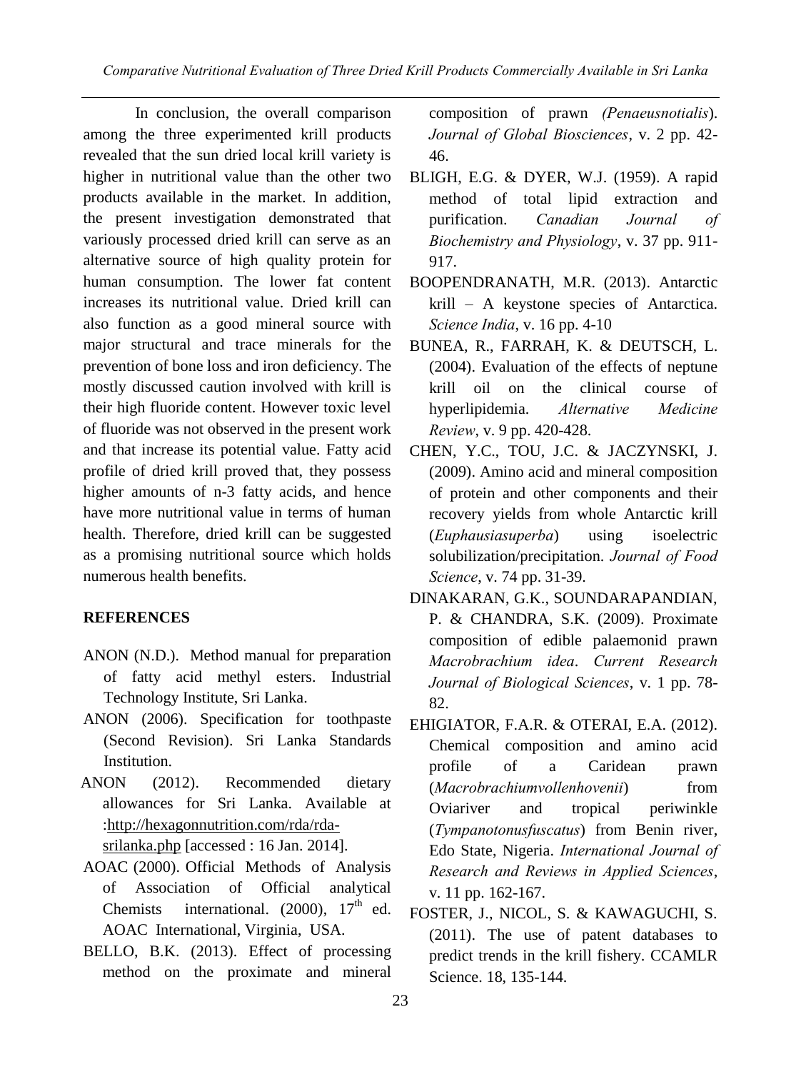In conclusion, the overall comparison among the three experimented krill products revealed that the sun dried local krill variety is higher in nutritional value than the other two products available in the market. In addition, the present investigation demonstrated that variously processed dried krill can serve as an alternative source of high quality protein for human consumption. The lower fat content increases its nutritional value. Dried krill can also function as a good mineral source with major structural and trace minerals for the prevention of bone loss and iron deficiency. The mostly discussed caution involved with krill is their high fluoride content. However toxic level of fluoride was not observed in the present work and that increase its potential value. Fatty acid profile of dried krill proved that, they possess higher amounts of n-3 fatty acids, and hence have more nutritional value in terms of human health. Therefore, dried krill can be suggested as a promising nutritional source which holds numerous health benefits.

## REFERENCES

ANON (N.D.). Method manual for preparation of fatty acid methyl esters. Industrial Technology Institute, Sri Lanka.

ANON (2006). Specification for toothpaste (Second Revision). Sri Lanka Standards Institution.

ANON (2012). Recommended dietary allowances for Sri Lanka. Available at :http://hexagonnutrition.com/rda/rda-srilanka.php [accessed : 16 Jan. 2014].

AOAC (2000). Official Methods of Analysis of Association of Official analytical Chemists international. (2000), 17th ed. AOAC International, Virginia, USA.

BELLO, B.K. (2013). Effect of processing method on the proximate and mineral composition of prawn *(Penaeusnotialis*). *Journal of Global Biosciences*, v. 2 pp. 42-46.

BLIGH, E.G. & DYER, W.J. (1959). A rapid method of total lipid extraction and purification. *Canadian Journal of Biochemistry and Physiology*, v. 37 pp. 911-917.

BOOPENDRANATH, M.R. (2013). Antarctic krill – A keystone species of Antarctica. *Science India*, v. 16 pp. 4-10

BUNEA, R., FARRAH, K. & DEUTSCH, L. (2004). Evaluation of the effects of neptune krill oil on the clinical course of hyperlipidemia. *Alternative Medicine Review*, v. 9 pp. 420-428.

CHEN, Y.C., TOU, J.C. & JACZYNSKI, J. (2009). Amino acid and mineral composition of protein and other components and their recovery yields from whole Antarctic krill (*Euphausiasuperba*) using isoelectric solubilization/precipitation. *Journal of Food Science*, v. 74 pp. 31-39.

DINAKARAN, G.K., SOUNDARAPANDIAN, P. & CHANDRA, S.K. (2009). Proximate composition of edible palaemonid prawn *Macrobrachium idea*. *Current Research Journal of Biological Sciences*, v. 1 pp. 78-82.

EHIGIATOR, F.A.R. & OTERAI, E.A. (2012). Chemical composition and amino acid profile of a Caridean prawn (*Macrobrachiumvollenhovenii*) from Oviariver and tropical periwinkle (*Tympanotonusfuscatus*) from Benin river, Edo State, Nigeria. *International Journal of Research and Reviews in Applied Sciences*, v. 11 pp. 162-167.

FOSTER, J., NICOL, S. & KAWAGUCHI, S. (2011). The use of patent databases to predict trends in the krill fishery. CCAMLR Science. 18, 135-144.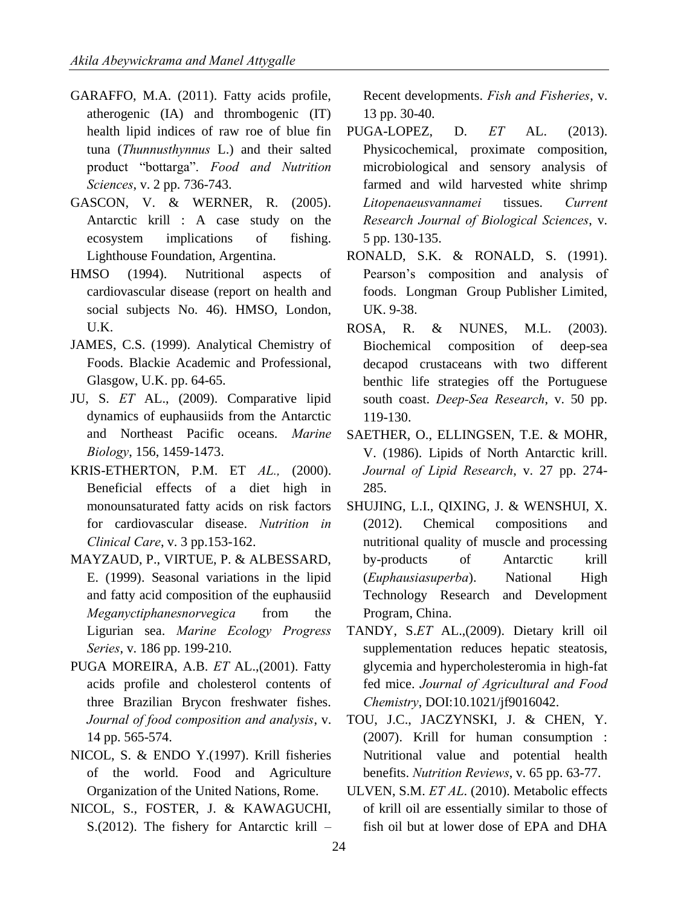GARAFFO, M.A. (2011). Fatty acids profile, atherogenic (IA) and thrombogenic (IT) health lipid indices of raw roe of blue fin tuna (*Thunnusthynnus* L.) and their salted product "bottarga". *Food and Nutrition Sciences*, v. 2 pp. 736-743.

GASCON, V. & WERNER, R. (2005). Antarctic krill : A case study on the ecosystem implications of fishing. Lighthouse Foundation, Argentina.

HMSO (1994). Nutritional aspects of cardiovascular disease (report on health and social subjects No. 46). HMSO, London, U.K.

JAMES, C.S. (1999). Analytical Chemistry of Foods. Blackie Academic and Professional, Glasgow, U.K. pp. 64-65.

JU, S. *ET* AL., (2009). Comparative lipid dynamics of euphausiids from the Antarctic and Northeast Pacific oceans. *Marine Biology*, 156, 1459-1473.

KRIS-ETHERTON, P.M. ET *AL.,* (2000). Beneficial effects of a diet high in monounsaturated fatty acids on risk factors for cardiovascular disease. *Nutrition in Clinical Care*, v. 3 pp.153-162.

MAYZAUD, P., VIRTUE, P. & ALBESSARD, E. (1999). Seasonal variations in the lipid and fatty acid composition of the euphausiid *Meganyctiphanesnorvegica* from the Ligurian sea. *Marine Ecology Progress Series*, v. 186 pp. 199-210.

PUGA MOREIRA, A.B. *ET* AL.,(2001). Fatty acids profile and cholesterol contents of three Brazilian Brycon freshwater fishes. *Journal of food composition and analysis*, v. 14 pp. 565-574.

NICOL, S. & ENDO Y.(1997). Krill fisheries of the world. Food and Agriculture Organization of the United Nations, Rome.

NICOL, S., FOSTER, J. & KAWAGUCHI, S.(2012). The fishery for Antarctic krill – Recent developments. *Fish and Fisheries*, v. 13 pp. 30-40.

PUGA-LOPEZ, D. *ET* AL. (2013). Physicochemical, proximate composition, microbiological and sensory analysis of farmed and wild harvested white shrimp *Litopenaeusvannamei* tissues. *Current Research Journal of Biological Sciences*, v. 5 pp. 130-135.

RONALD, S.K. & RONALD, S. (1991). Pearson's composition and analysis of foods. Longman Group Publisher Limited, UK. 9-38.

ROSA, R. & NUNES, M.L. (2003). Biochemical composition of deep-sea decapod crustaceans with two different benthic life strategies off the Portuguese south coast. *Deep-Sea Research*, v. 50 pp. 119-130.

SAETHER, O., ELLINGSEN, T.E. & MOHR, V. (1986). Lipids of North Antarctic krill. *Journal of Lipid Research*, v. 27 pp. 274-285.

SHUJING, L.I., QIXING, J. & WENSHUI, X. (2012). Chemical compositions and nutritional quality of muscle and processing by-products of Antarctic krill (*Euphausiasuperba*). National High Technology Research and Development Program, China.

TANDY, S.*ET* AL.,(2009). Dietary krill oil supplementation reduces hepatic steatosis, glycemia and hypercholesteromia in high-fat fed mice. *Journal of Agricultural and Food Chemistry*, DOI:10.1021/jf9016042.

TOU, J.C., JACZYNSKI, J. & CHEN, Y. (2007). Krill for human consumption : Nutritional value and potential health benefits. *Nutrition Reviews*, v. 65 pp. 63-77.

ULVEN, S.M. *ET AL*. (2010). Metabolic effects of krill oil are essentially similar to those of fish oil but at lower dose of EPA and DHA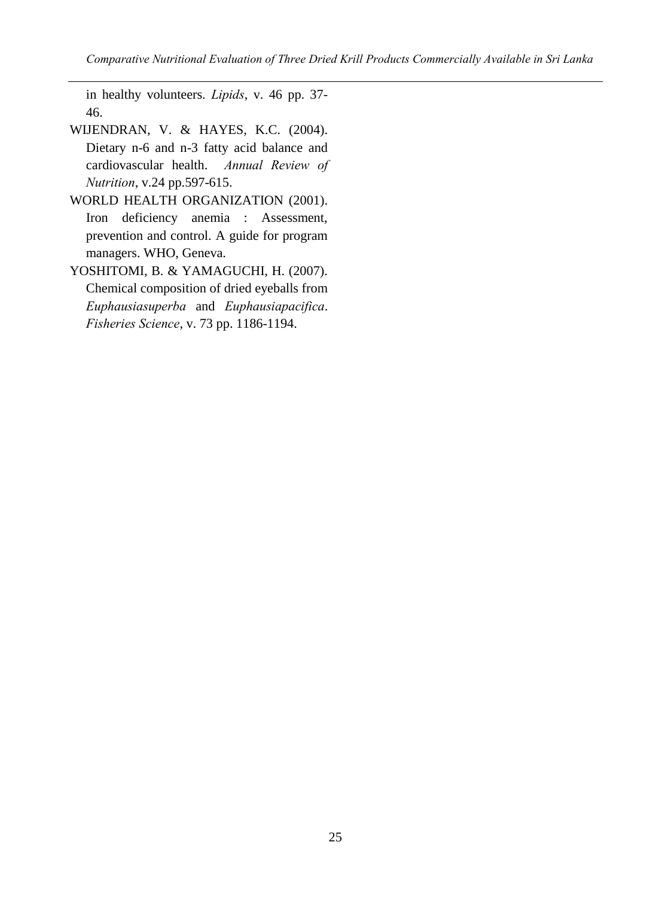in healthy volunteers. *Lipids*, v. 46 pp. 37-46.

WIJENDRAN, V. & HAYES, K.C. (2004). Dietary n-6 and n-3 fatty acid balance and cardiovascular health. *Annual Review of Nutrition*, v.24 pp.597-615.

WORLD HEALTH ORGANIZATION (2001). Iron deficiency anemia : Assessment, prevention and control. A guide for program managers. WHO, Geneva.

YOSHITOMI, B. & YAMAGUCHI, H. (2007). Chemical composition of dried eyeballs from *Euphausiasuperba* and *Euphausiapacifica*. *Fisheries Science*, v. 73 pp. 1186-1194.